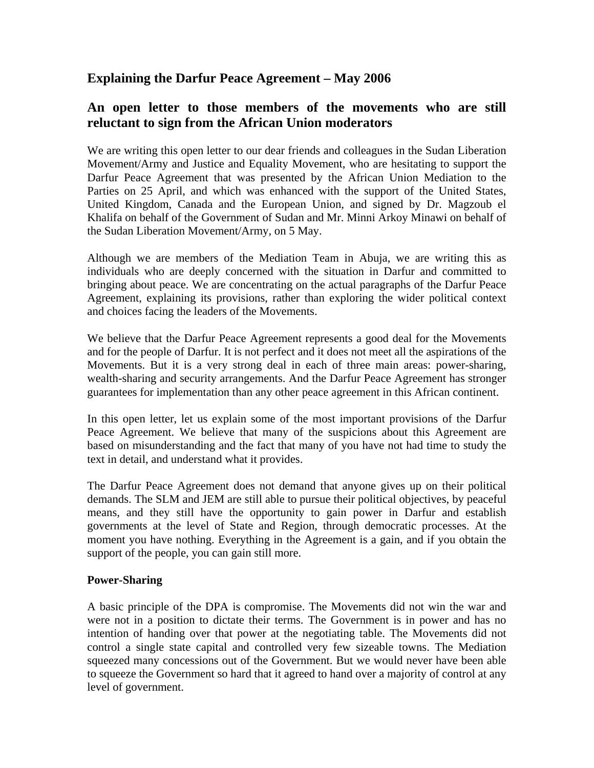## Explaining the Darfur Peace Agreement – May 2006

## An open letter to those members of the movements who are still reluctant to sign from the African Union moderators

We are writing this open letter to our dear friends and colleagues in the Sudan Liberation Movement/Army and Justice and Equality Movement, who are hesitating to support the Darfur Peace Agreement that was presented by the African Union Mediation to the Parties on 25 April, and which was enhanced with the support of the United States, United Kingdom, Canada and the European Union, and signed by Dr. Magzoub el Khalifa on behalf of the Government of Sudan and Mr. Minni Arkoy Minawi on behalf of the Sudan Liberation Movement/Army, on 5 May.

Although we are members of the Mediation Team in Abuja, we are writing this as individuals who are deeply concerned with the situation in Darfur and committed to bringing about peace. We are concentrating on the actual paragraphs of the Darfur Peace Agreement, explaining its provisions, rather than exploring the wider political context and choices facing the leaders of the Movements.

We believe that the Darfur Peace Agreement represents a good deal for the Movements and for the people of Darfur. It is not perfect and it does not meet all the aspirations of the Movements. But it is a very strong deal in each of three main areas: power-sharing, wealth-sharing and security arrangements. And the Darfur Peace Agreement has stronger guarantees for implementation than any other peace agreement in this African continent.

In this open letter, let us explain some of the most important provisions of the Darfur Peace Agreement. We believe that many of the suspicions about this Agreement are based on misunderstanding and the fact that many of you have not had time to study the text in detail, and understand what it provides.

The Darfur Peace Agreement does not demand that anyone gives up on their political demands. The SLM and JEM are still able to pursue their political objectives, by peaceful means, and they still have the opportunity to gain power in Darfur and establish governments at the level of State and Region, through democratic processes. At the moment you have nothing. Everything in the Agreement is a gain, and if you obtain the support of the people, you can gain still more.

**Power-Sharing**

A basic principle of the DPA is compromise. The Movements did not win the war and were not in a position to dictate their terms. The Government is in power and has no intention of handing over that power at the negotiating table. The Movements did not control a single state capital and controlled very few sizeable towns. The Mediation squeezed many concessions out of the Government. But we would never have been able to squeeze the Government so hard that it agreed to hand over a majority of control at any level of government.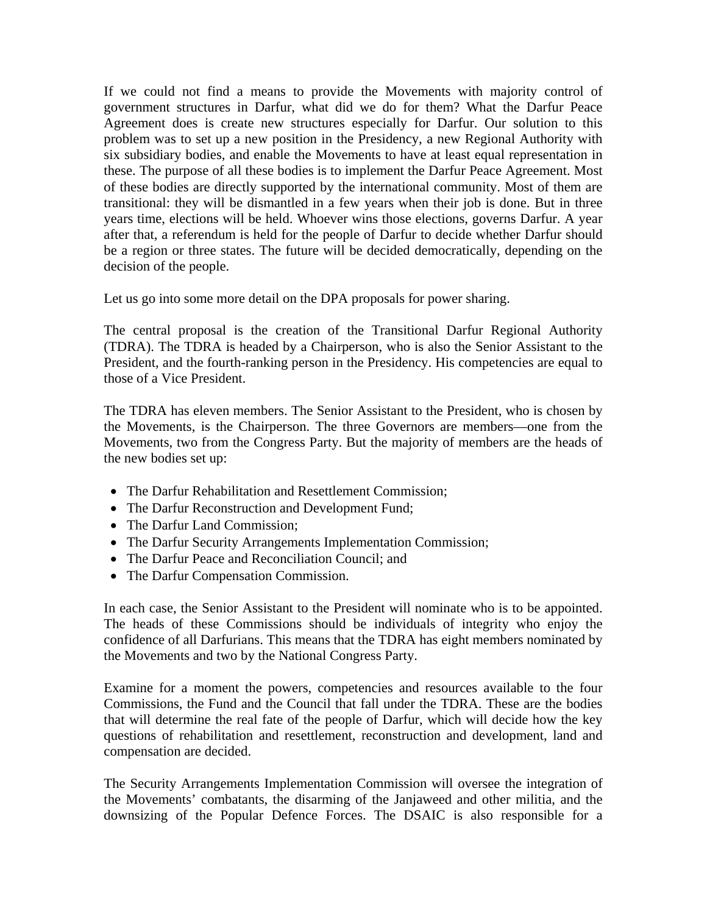If we could not find a means to provide the Movements with majority control of government structures in Darfur, what did we do for them? What the Darfur Peace Agreement does is create new structures especially for Darfur. Our solution to this problem was to set up a new position in the Presidency, a new Regional Authority with six subsidiary bodies, and enable the Movements to have at least equal representation in these. The purpose of all these bodies is to implement the Darfur Peace Agreement. Most of these bodies are directly supported by the international community. Most of them are transitional: they will be dismantled in a few years when their job is done. But in three years time, elections will be held. Whoever wins those elections, governs Darfur. A year after that, a referendum is held for the people of Darfur to decide whether Darfur should be a region or three states. The future will be decided democratically, depending on the decision of the people.

Let us go into some more detail on the DPA proposals for power sharing.

The central proposal is the creation of the Transitional Darfur Regional Authority (TDRA). The TDRA is headed by a Chairperson, who is also the Senior Assistant to the President, and the fourth-ranking person in the Presidency. His competencies are equal to those of a Vice President.

The TDRA has eleven members. The Senior Assistant to the President, who is chosen by the Movements, is the Chairperson. The three Governors are members—one from the Movements, two from the Congress Party. But the majority of members are the heads of the new bodies set up:

- The Darfur Rehabilitation and Resettlement Commission;
- The Darfur Reconstruction and Development Fund;
- The Darfur Land Commission;
- The Darfur Security Arrangements Implementation Commission;
- The Darfur Peace and Reconciliation Council; and
- The Darfur Compensation Commission.

In each case, the Senior Assistant to the President will nominate who is to be appointed. The heads of these Commissions should be individuals of integrity who enjoy the confidence of all Darfurians. This means that the TDRA has eight members nominated by the Movements and two by the National Congress Party.

Examine for a moment the powers, competencies and resources available to the four Commissions, the Fund and the Council that fall under the TDRA. These are the bodies that will determine the real fate of the people of Darfur, which will decide how the key questions of rehabilitation and resettlement, reconstruction and development, land and compensation are decided.

The Security Arrangements Implementation Commission will oversee the integration of the Movements' combatants, the disarming of the Janjaweed and other militia, and the downsizing of the Popular Defence Forces. The DSAIC is also responsible for a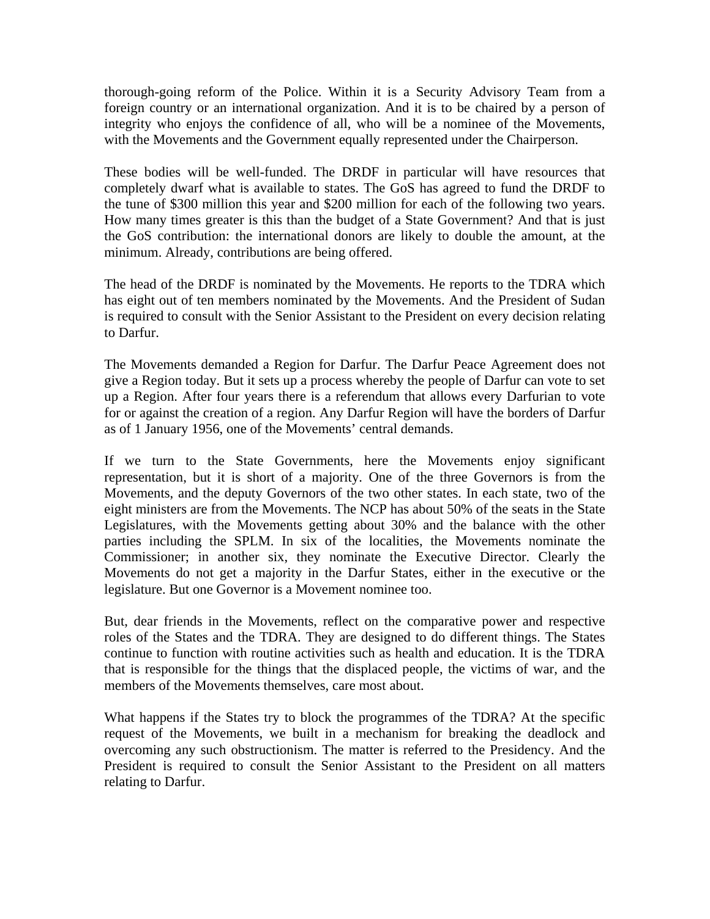thorough-going reform of the Police. Within it is a Security Advisory Team from a foreign country or an international organization. And it is to be chaired by a person of integrity who enjoys the confidence of all, who will be a nominee of the Movements, with the Movements and the Government equally represented under the Chairperson.

These bodies will be well-funded. The DRDF in particular will have resources that completely dwarf what is available to states. The GoS has agreed to fund the DRDF to the tune of $300 million this year and $200 million for each of the following two years. How many times greater is this than the budget of a State Government? And that is just the GoS contribution: the international donors are likely to double the amount, at the minimum. Already, contributions are being offered.

The head of the DRDF is nominated by the Movements. He reports to the TDRA which has eight out of ten members nominated by the Movements. And the President of Sudan is required to consult with the Senior Assistant to the President on every decision relating to Darfur.

The Movements demanded a Region for Darfur. The Darfur Peace Agreement does not give a Region today. But it sets up a process whereby the people of Darfur can vote to set up a Region. After four years there is a referendum that allows every Darfurian to vote for or against the creation of a region. Any Darfur Region will have the borders of Darfur as of 1 January 1956, one of the Movements' central demands.

If we turn to the State Governments, here the Movements enjoy significant representation, but it is short of a majority. One of the three Governors is from the Movements, and the deputy Governors of the two other states. In each state, two of the eight ministers are from the Movements. The NCP has about 50% of the seats in the State Legislatures, with the Movements getting about 30% and the balance with the other parties including the SPLM. In six of the localities, the Movements nominate the Commissioner; in another six, they nominate the Executive Director. Clearly the Movements do not get a majority in the Darfur States, either in the executive or the legislature. But one Governor is a Movement nominee too.

But, dear friends in the Movements, reflect on the comparative power and respective roles of the States and the TDRA. They are designed to do different things. The States continue to function with routine activities such as health and education. It is the TDRA that is responsible for the things that the displaced people, the victims of war, and the members of the Movements themselves, care most about.

What happens if the States try to block the programmes of the TDRA? At the specific request of the Movements, we built in a mechanism for breaking the deadlock and overcoming any such obstructionism. The matter is referred to the Presidency. And the President is required to consult the Senior Assistant to the President on all matters relating to Darfur.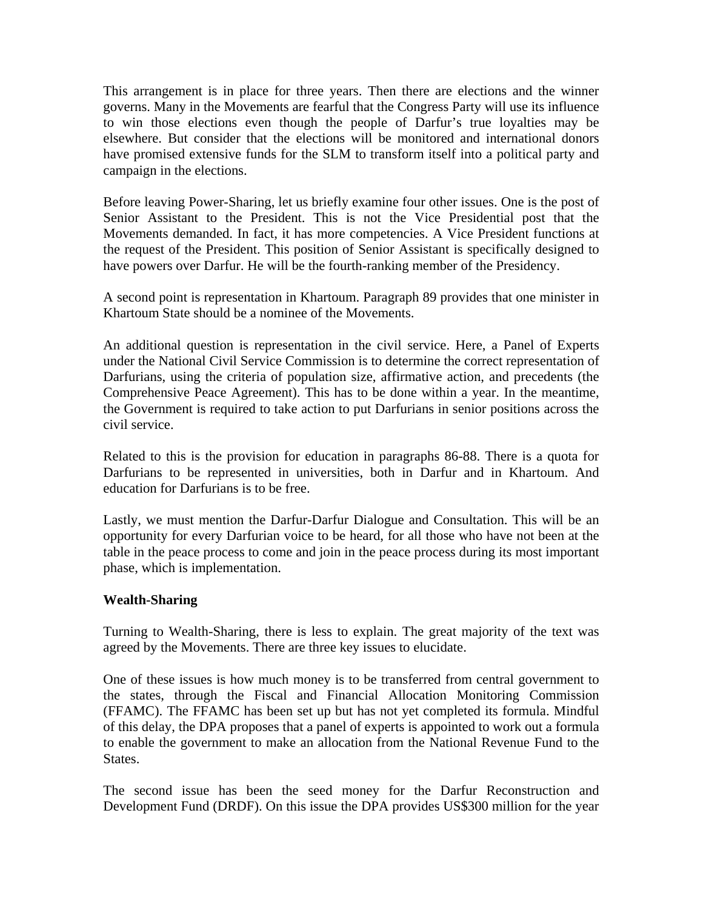This arrangement is in place for three years. Then there are elections and the winner governs. Many in the Movements are fearful that the Congress Party will use its influence to win those elections even though the people of Darfur's true loyalties may be elsewhere. But consider that the elections will be monitored and international donors have promised extensive funds for the SLM to transform itself into a political party and campaign in the elections.

Before leaving Power-Sharing, let us briefly examine four other issues. One is the post of Senior Assistant to the President. This is not the Vice Presidential post that the Movements demanded. In fact, it has more competencies. A Vice President functions at the request of the President. This position of Senior Assistant is specifically designed to have powers over Darfur. He will be the fourth-ranking member of the Presidency.

A second point is representation in Khartoum. Paragraph 89 provides that one minister in Khartoum State should be a nominee of the Movements.

An additional question is representation in the civil service. Here, a Panel of Experts under the National Civil Service Commission is to determine the correct representation of Darfurians, using the criteria of population size, affirmative action, and precedents (the Comprehensive Peace Agreement). This has to be done within a year. In the meantime, the Government is required to take action to put Darfurians in senior positions across the civil service.

Related to this is the provision for education in paragraphs 86-88. There is a quota for Darfurians to be represented in universities, both in Darfur and in Khartoum. And education for Darfurians is to be free.

Lastly, we must mention the Darfur-Darfur Dialogue and Consultation. This will be an opportunity for every Darfurian voice to be heard, for all those who have not been at the table in the peace process to come and join in the peace process during its most important phase, which is implementation.

**Wealth-Sharing**

Turning to Wealth-Sharing, there is less to explain. The great majority of the text was agreed by the Movements. There are three key issues to elucidate.

One of these issues is how much money is to be transferred from central government to the states, through the Fiscal and Financial Allocation Monitoring Commission (FFAMC). The FFAMC has been set up but has not yet completed its formula. Mindful of this delay, the DPA proposes that a panel of experts is appointed to work out a formula to enable the government to make an allocation from the National Revenue Fund to the States.

The second issue has been the seed money for the Darfur Reconstruction and Development Fund (DRDF). On this issue the DPA provides US$300 million for the year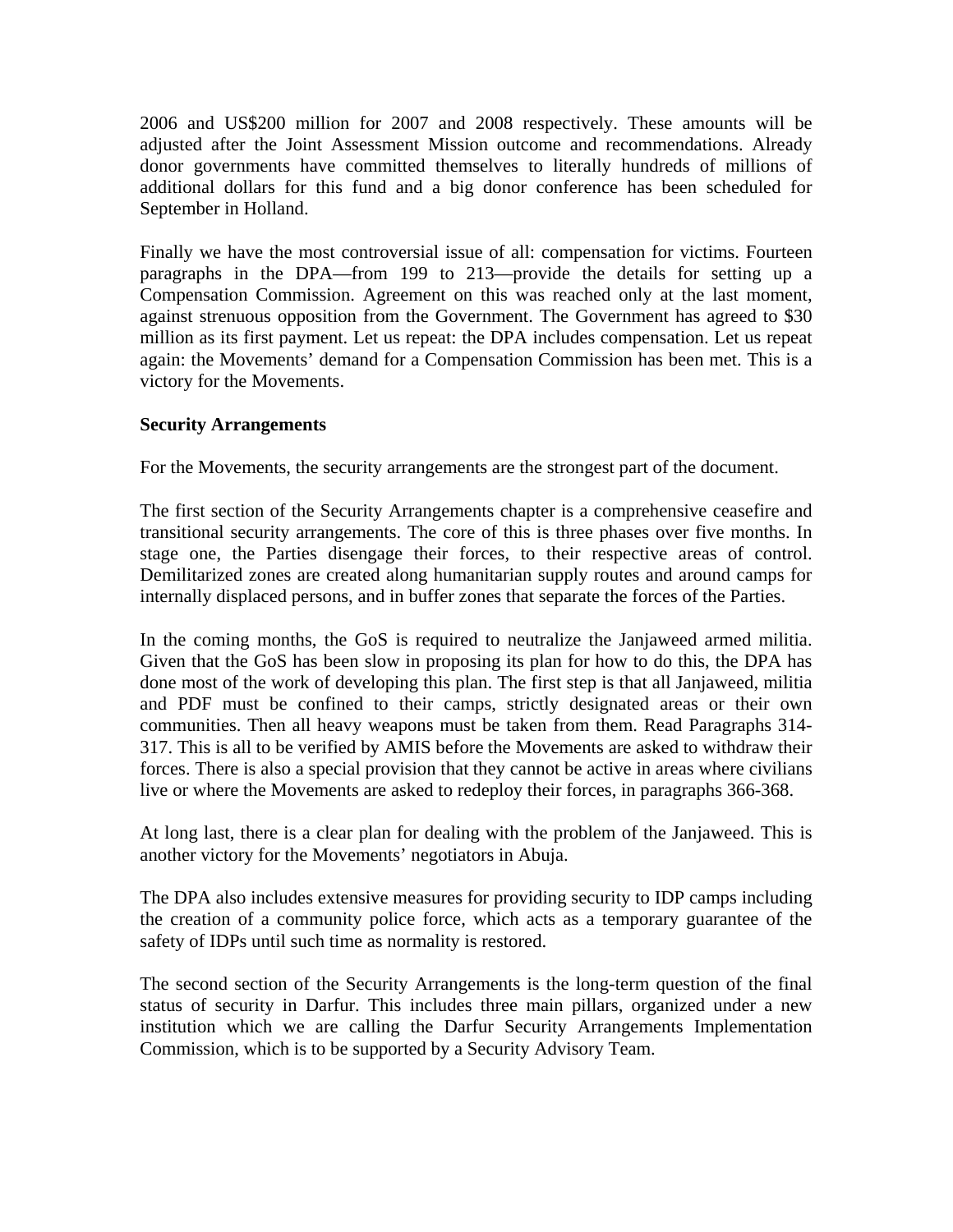2006 and US$200 million for 2007 and 2008 respectively. These amounts will be adjusted after the Joint Assessment Mission outcome and recommendations. Already donor governments have committed themselves to literally hundreds of millions of additional dollars for this fund and a big donor conference has been scheduled for September in Holland.

Finally we have the most controversial issue of all: compensation for victims. Fourteen paragraphs in the DPA—from 199 to 213—provide the details for setting up a Compensation Commission. Agreement on this was reached only at the last moment, against strenuous opposition from the Government. The Government has agreed to $30 million as its first payment. Let us repeat: the DPA includes compensation. Let us repeat again: the Movements' demand for a Compensation Commission has been met. This is a victory for the Movements.

**Security Arrangements**

For the Movements, the security arrangements are the strongest part of the document.

The first section of the Security Arrangements chapter is a comprehensive ceasefire and transitional security arrangements. The core of this is three phases over five months. In stage one, the Parties disengage their forces, to their respective areas of control. Demilitarized zones are created along humanitarian supply routes and around camps for internally displaced persons, and in buffer zones that separate the forces of the Parties.

In the coming months, the GoS is required to neutralize the Janjaweed armed militia. Given that the GoS has been slow in proposing its plan for how to do this, the DPA has done most of the work of developing this plan. The first step is that all Janjaweed, militia and PDF must be confined to their camps, strictly designated areas or their own communities. Then all heavy weapons must be taken from them. Read Paragraphs 314-317. This is all to be verified by AMIS before the Movements are asked to withdraw their forces. There is also a special provision that they cannot be active in areas where civilians live or where the Movements are asked to redeploy their forces, in paragraphs 366-368.

At long last, there is a clear plan for dealing with the problem of the Janjaweed. This is another victory for the Movements' negotiators in Abuja.

The DPA also includes extensive measures for providing security to IDP camps including the creation of a community police force, which acts as a temporary guarantee of the safety of IDPs until such time as normality is restored.

The second section of the Security Arrangements is the long-term question of the final status of security in Darfur. This includes three main pillars, organized under a new institution which we are calling the Darfur Security Arrangements Implementation Commission, which is to be supported by a Security Advisory Team.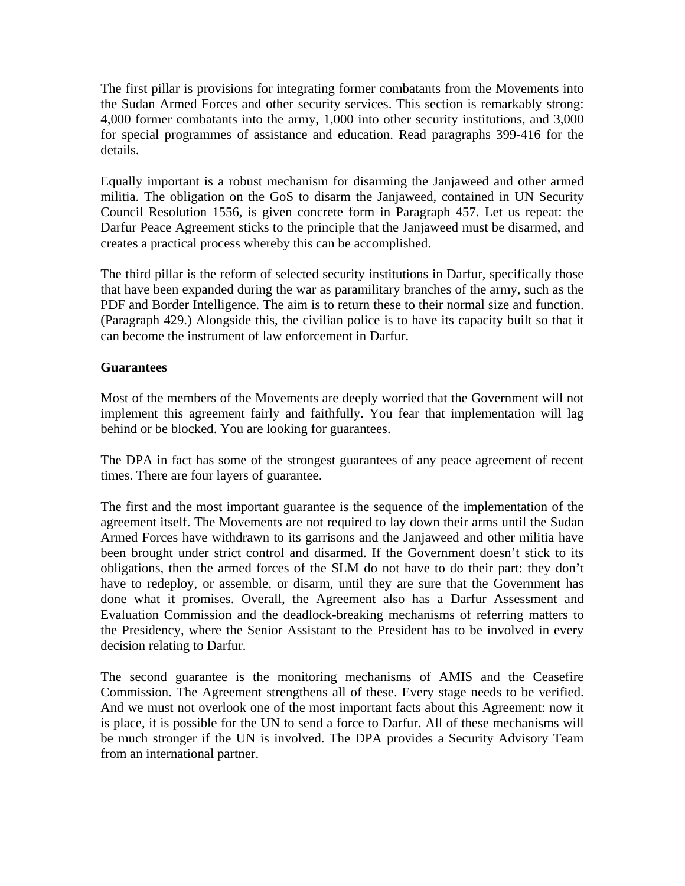The first pillar is provisions for integrating former combatants from the Movements into the Sudan Armed Forces and other security services. This section is remarkably strong: 4,000 former combatants into the army, 1,000 into other security institutions, and 3,000 for special programmes of assistance and education. Read paragraphs 399-416 for the details.

Equally important is a robust mechanism for disarming the Janjaweed and other armed militia. The obligation on the GoS to disarm the Janjaweed, contained in UN Security Council Resolution 1556, is given concrete form in Paragraph 457. Let us repeat: the Darfur Peace Agreement sticks to the principle that the Janjaweed must be disarmed, and creates a practical process whereby this can be accomplished.

The third pillar is the reform of selected security institutions in Darfur, specifically those that have been expanded during the war as paramilitary branches of the army, such as the PDF and Border Intelligence. The aim is to return these to their normal size and function. (Paragraph 429.) Alongside this, the civilian police is to have its capacity built so that it can become the instrument of law enforcement in Darfur.

**Guarantees**

Most of the members of the Movements are deeply worried that the Government will not implement this agreement fairly and faithfully. You fear that implementation will lag behind or be blocked. You are looking for guarantees.

The DPA in fact has some of the strongest guarantees of any peace agreement of recent times. There are four layers of guarantee.

The first and the most important guarantee is the sequence of the implementation of the agreement itself. The Movements are not required to lay down their arms until the Sudan Armed Forces have withdrawn to its garrisons and the Janjaweed and other militia have been brought under strict control and disarmed. If the Government doesn't stick to its obligations, then the armed forces of the SLM do not have to do their part: they don't have to redeploy, or assemble, or disarm, until they are sure that the Government has done what it promises. Overall, the Agreement also has a Darfur Assessment and Evaluation Commission and the deadlock-breaking mechanisms of referring matters to the Presidency, where the Senior Assistant to the President has to be involved in every decision relating to Darfur.

The second guarantee is the monitoring mechanisms of AMIS and the Ceasefire Commission. The Agreement strengthens all of these. Every stage needs to be verified. And we must not overlook one of the most important facts about this Agreement: now it is place, it is possible for the UN to send a force to Darfur. All of these mechanisms will be much stronger if the UN is involved. The DPA provides a Security Advisory Team from an international partner.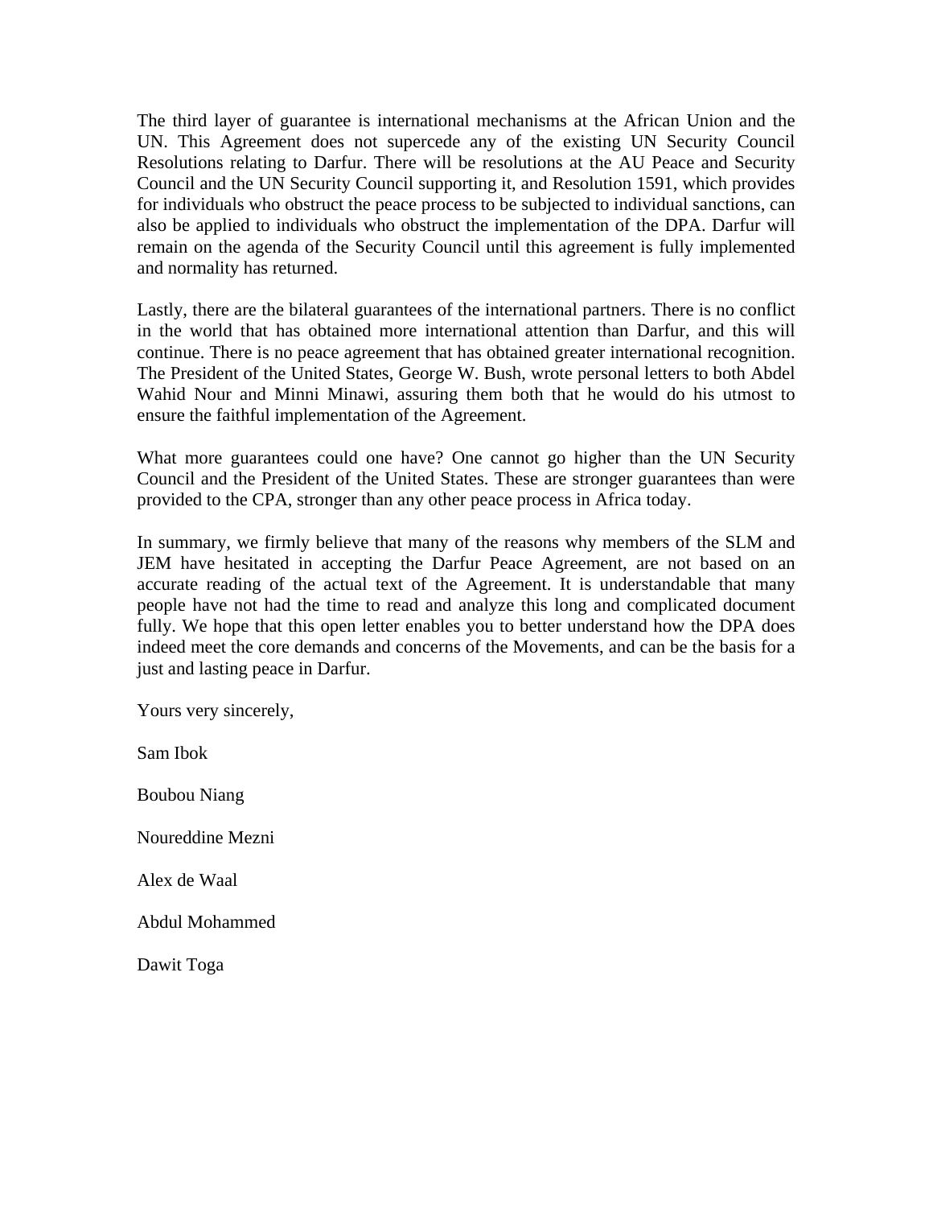The third layer of guarantee is international mechanisms at the African Union and the UN. This Agreement does not supercede any of the existing UN Security Council Resolutions relating to Darfur. There will be resolutions at the AU Peace and Security Council and the UN Security Council supporting it, and Resolution 1591, which provides for individuals who obstruct the peace process to be subjected to individual sanctions, can also be applied to individuals who obstruct the implementation of the DPA. Darfur will remain on the agenda of the Security Council until this agreement is fully implemented and normality has returned.

Lastly, there are the bilateral guarantees of the international partners. There is no conflict in the world that has obtained more international attention than Darfur, and this will continue. There is no peace agreement that has obtained greater international recognition. The President of the United States, George W. Bush, wrote personal letters to both Abdel Wahid Nour and Minni Minawi, assuring them both that he would do his utmost to ensure the faithful implementation of the Agreement.

What more guarantees could one have? One cannot go higher than the UN Security Council and the President of the United States. These are stronger guarantees than were provided to the CPA, stronger than any other peace process in Africa today.

In summary, we firmly believe that many of the reasons why members of the SLM and JEM have hesitated in accepting the Darfur Peace Agreement, are not based on an accurate reading of the actual text of the Agreement. It is understandable that many people have not had the time to read and analyze this long and complicated document fully. We hope that this open letter enables you to better understand how the DPA does indeed meet the core demands and concerns of the Movements, and can be the basis for a just and lasting peace in Darfur.

Yours very sincerely,

Sam Ibok

Boubou Niang

Noureddine Mezni

Alex de Waal

Abdul Mohammed

Dawit Toga